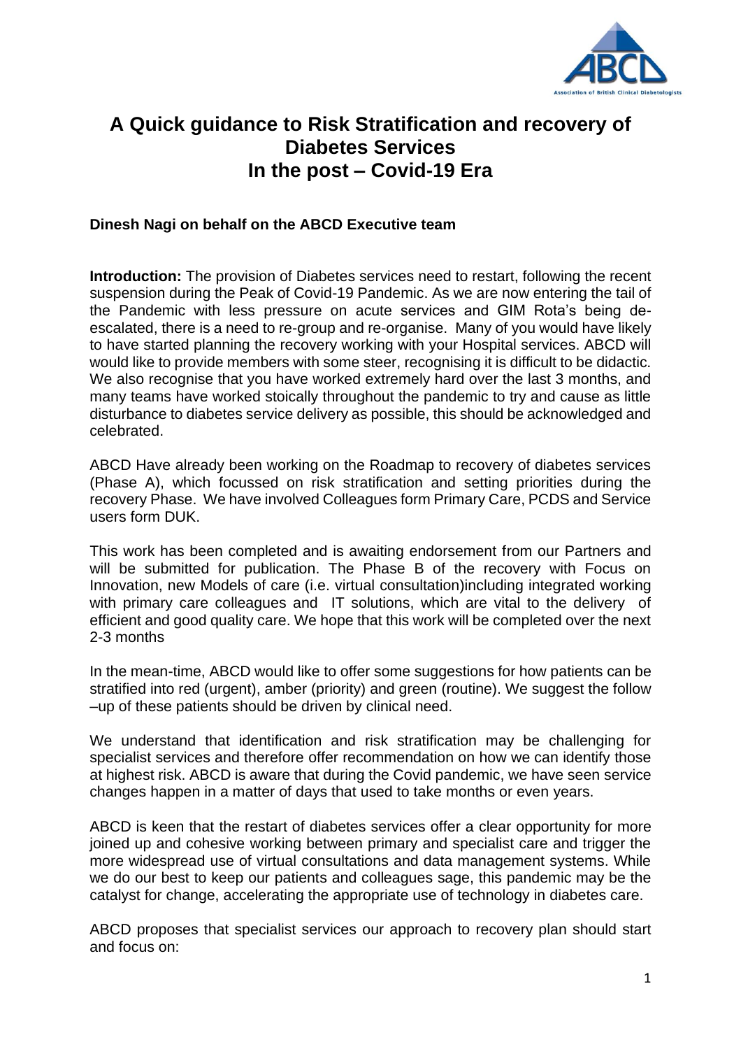# A Quick guidance to Risk Stratification and recovery of Diabetes Services In the post – Covid-19 Era

**Dinesh Nagi on behalf on the ABCD Executive team**

**Introduction:** The provision of Diabetes services need to restart, following the recent suspension during the Peak of Covid-19 Pandemic. As we are now entering the tail of the Pandemic with less pressure on acute services and GIM Rota's being de-escalated, there is a need to re-group and re-organise. Many of you would have likely to have started planning the recovery working with your Hospital services. ABCD will would like to provide members with some steer, recognising it is difficult to be didactic. We also recognise that you have worked extremely hard over the last 3 months, and many teams have worked stoically throughout the pandemic to try and cause as little disturbance to diabetes service delivery as possible, this should be acknowledged and celebrated.

ABCD Have already been working on the Roadmap to recovery of diabetes services (Phase A), which focussed on risk stratification and setting priorities during the recovery Phase. We have involved Colleagues form Primary Care, PCDS and Service users form DUK.

This work has been completed and is awaiting endorsement from our Partners and will be submitted for publication. The Phase B of the recovery with Focus on Innovation, new Models of care (i.e. virtual consultation)including integrated working with primary care colleagues and IT solutions, which are vital to the delivery of efficient and good quality care. We hope that this work will be completed over the next 2-3 months

In the mean-time, ABCD would like to offer some suggestions for how patients can be stratified into red (urgent), amber (priority) and green (routine). We suggest the follow –up of these patients should be driven by clinical need.

We understand that identification and risk stratification may be challenging for specialist services and therefore offer recommendation on how we can identify those at highest risk. ABCD is aware that during the Covid pandemic, we have seen service changes happen in a matter of days that used to take months or even years.

ABCD is keen that the restart of diabetes services offer a clear opportunity for more joined up and cohesive working between primary and specialist care and trigger the more widespread use of virtual consultations and data management systems. While we do our best to keep our patients and colleagues sage, this pandemic may be the catalyst for change, accelerating the appropriate use of technology in diabetes care.

ABCD proposes that specialist services our approach to recovery plan should start and focus on: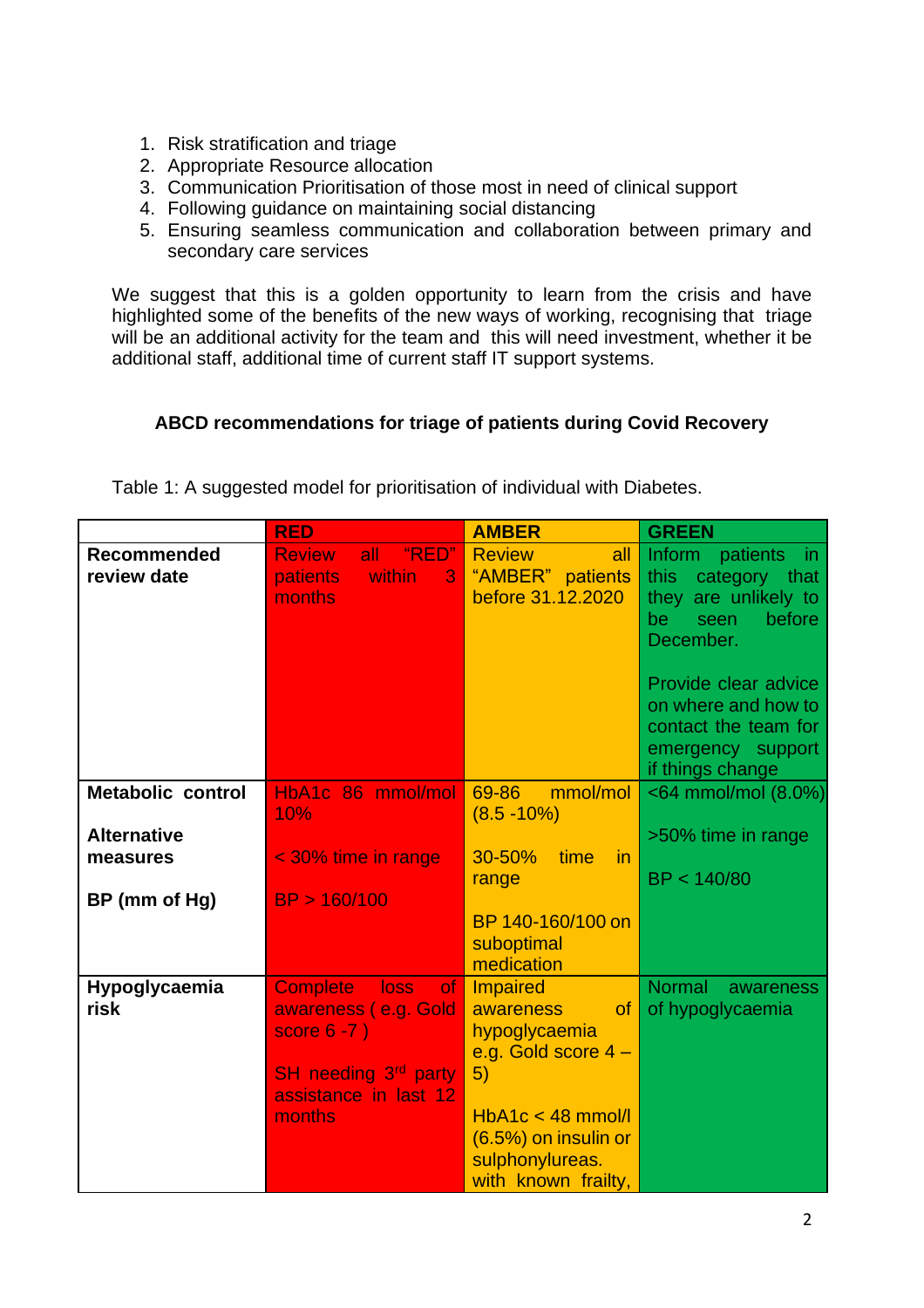1. Risk stratification and triage
2. Appropriate Resource allocation
3. Communication Prioritisation of those most in need of clinical support
4. Following guidance on maintaining social distancing
5. Ensuring seamless communication and collaboration between primary and secondary care services

We suggest that this is a golden opportunity to learn from the crisis and have highlighted some of the benefits of the new ways of working, recognising that triage will be an additional activity for the team and this will need investment, whether it be additional staff, additional time of current staff IT support systems.

**ABCD recommendations for triage of patients during Covid Recovery**

Table 1: A suggested model for prioritisation of individual with Diabetes.

| | **RED** | **AMBER** | **GREEN** |
|---|---|---|---|
| **Recommended review date** | Review all "RED" patients within 3 months | Review all "AMBER" patients before 31.12.2020 | Inform patients in this category that they are unlikely to be seen before December.<br><br>Provide clear advice on where and how to contact the team for emergency support if things change |
| **Metabolic control**<br><br>**Alternative measures**<br><br>**BP (mm of Hg)** | HbA1c 86 mmol/mol 10%<br><br>< 30% time in range<br><br>BP > 160/100 | 69-86 mmol/mol (8.5 -10%)<br><br>30-50% time in range<br><br>BP 140-160/100 on suboptimal medication | <64 mmol/mol (8.0%)<br><br>>50% time in range<br><br>BP < 140/80 |
| **Hypoglycaemia risk** | Complete loss of awareness ( e.g. Gold score 6 -7 )<br><br>SH needing 3rd party assistance in last 12 months | Impaired awareness of hypoglycaemia e.g. Gold score 4 – 5)<br><br>HbA1c < 48 mmol/l (6.5%) on insulin or sulphonylureas. with known frailty, | Normal awareness of hypoglycaemia |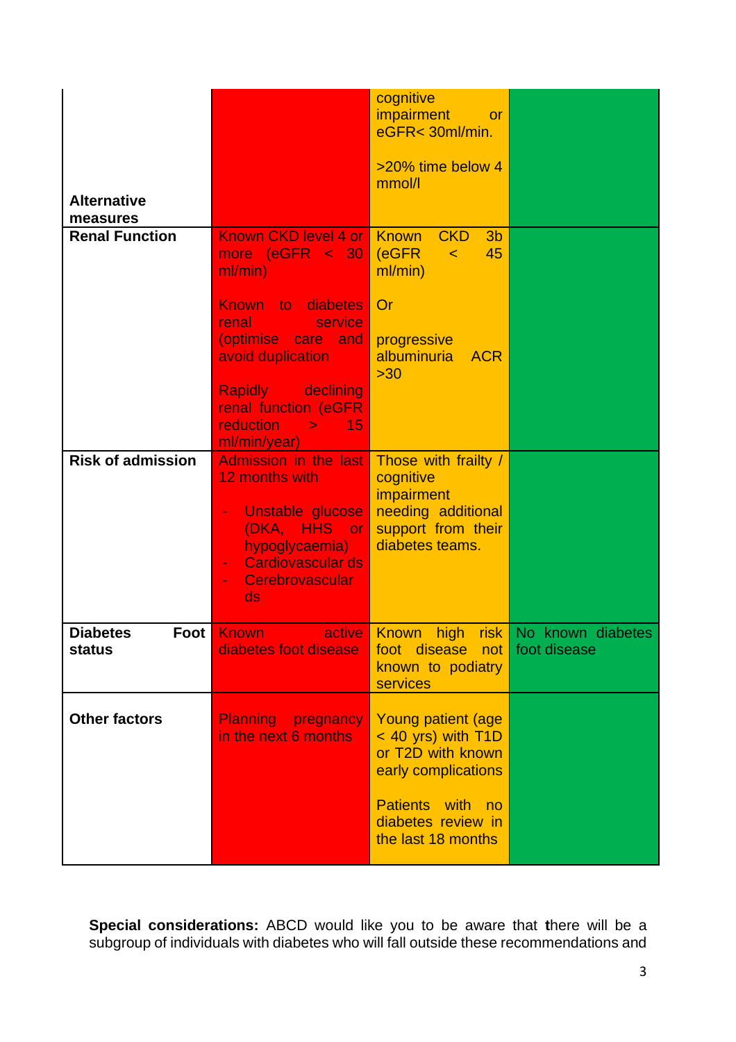| | | | |
|---|---|---|---|
| **Alternative measures** | | cognitive impairment or eGFR< 30ml/min.<br><br>>20% time below 4 mmol/l | |
| **Renal Function** | Known CKD level 4 or more (eGFR < 30 ml/min)<br><br>Known to diabetes renal service (optimise care and avoid duplication<br><br>Rapidly declining renal function (eGFR reduction > 15 ml/min/year) | Known CKD 3b (eGFR < 45 ml/min)<br><br>Or<br><br>progressive albuminuria ACR >30 | |
| **Risk of admission** | Admission in the last 12 months with<br><br>- Unstable glucose (DKA, HHS or hypoglycaemia)<br>- Cardiovascular ds<br>- Cerebrovascular ds | Those with frailty / cognitive impairment needing additional support from their diabetes teams. | |
| **Diabetes Foot status** | Known active diabetes foot disease | Known high risk foot disease not known to podiatry services | No known diabetes foot disease |
| **Other factors** | Planning pregnancy in the next 6 months | Young patient (age < 40 yrs) with T1D or T2D with known early complications<br><br>Patients with no diabetes review in the last 18 months | |

**Special considerations:** ABCD would like you to be aware that there will be a subgroup of individuals with diabetes who will fall outside these recommendations and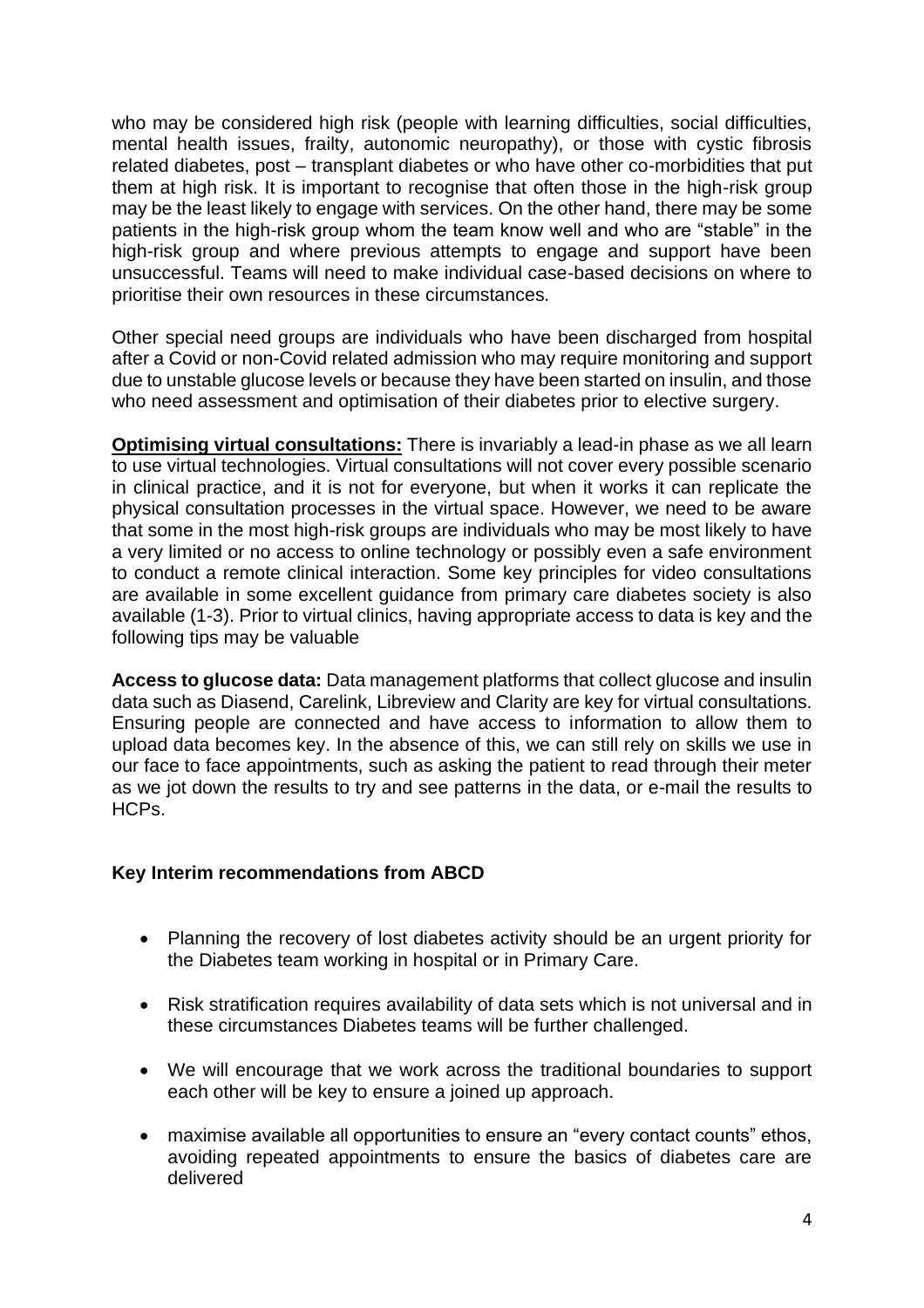who may be considered high risk (people with learning difficulties, social difficulties, mental health issues, frailty, autonomic neuropathy), or those with cystic fibrosis related diabetes, post – transplant diabetes or who have other co-morbidities that put them at high risk. It is important to recognise that often those in the high-risk group may be the least likely to engage with services. On the other hand, there may be some patients in the high-risk group whom the team know well and who are "stable" in the high-risk group and where previous attempts to engage and support have been unsuccessful. Teams will need to make individual case-based decisions on where to prioritise their own resources in these circumstances.

Other special need groups are individuals who have been discharged from hospital after a Covid or non-Covid related admission who may require monitoring and support due to unstable glucose levels or because they have been started on insulin, and those who need assessment and optimisation of their diabetes prior to elective surgery.

**Optimising virtual consultations:** There is invariably a lead-in phase as we all learn to use virtual technologies. Virtual consultations will not cover every possible scenario in clinical practice, and it is not for everyone, but when it works it can replicate the physical consultation processes in the virtual space. However, we need to be aware that some in the most high-risk groups are individuals who may be most likely to have a very limited or no access to online technology or possibly even a safe environment to conduct a remote clinical interaction. Some key principles for video consultations are available in some excellent guidance from primary care diabetes society is also available (1-3). Prior to virtual clinics, having appropriate access to data is key and the following tips may be valuable

**Access to glucose data:** Data management platforms that collect glucose and insulin data such as Diasend, Carelink, Libreview and Clarity are key for virtual consultations. Ensuring people are connected and have access to information to allow them to upload data becomes key. In the absence of this, we can still rely on skills we use in our face to face appointments, such as asking the patient to read through their meter as we jot down the results to try and see patterns in the data, or e-mail the results to HCPs.

**Key Interim recommendations from ABCD**

- Planning the recovery of lost diabetes activity should be an urgent priority for the Diabetes team working in hospital or in Primary Care.
- Risk stratification requires availability of data sets which is not universal and in these circumstances Diabetes teams will be further challenged.
- We will encourage that we work across the traditional boundaries to support each other will be key to ensure a joined up approach.
- maximise available all opportunities to ensure an "every contact counts" ethos, avoiding repeated appointments to ensure the basics of diabetes care are delivered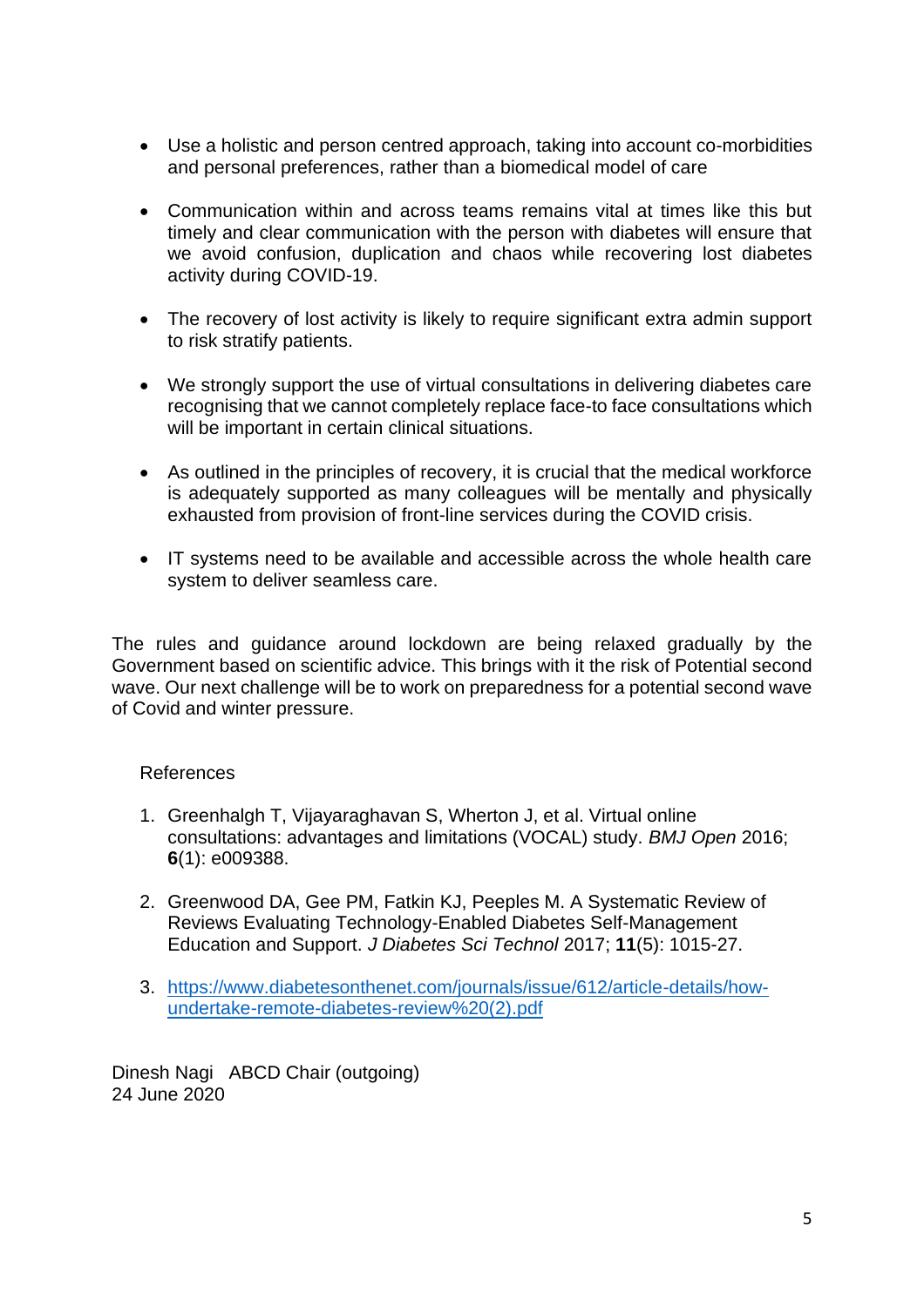- Use a holistic and person centred approach, taking into account co-morbidities and personal preferences, rather than a biomedical model of care

- Communication within and across teams remains vital at times like this but timely and clear communication with the person with diabetes will ensure that we avoid confusion, duplication and chaos while recovering lost diabetes activity during COVID-19.

- The recovery of lost activity is likely to require significant extra admin support to risk stratify patients.

- We strongly support the use of virtual consultations in delivering diabetes care recognising that we cannot completely replace face-to face consultations which will be important in certain clinical situations.

- As outlined in the principles of recovery, it is crucial that the medical workforce is adequately supported as many colleagues will be mentally and physically exhausted from provision of front-line services during the COVID crisis.

- IT systems need to be available and accessible across the whole health care system to deliver seamless care.

The rules and guidance around lockdown are being relaxed gradually by the Government based on scientific advice. This brings with it the risk of Potential second wave. Our next challenge will be to work on preparedness for a potential second wave of Covid and winter pressure.

References

1. Greenhalgh T, Vijayaraghavan S, Wherton J, et al. Virtual online consultations: advantages and limitations (VOCAL) study. *BMJ Open* 2016; **6**(1): e009388.

2. Greenwood DA, Gee PM, Fatkin KJ, Peeples M. A Systematic Review of Reviews Evaluating Technology-Enabled Diabetes Self-Management Education and Support. *J Diabetes Sci Technol* 2017; **11**(5): 1015-27.

3. https://www.diabetesonthenet.com/journals/issue/612/article-details/how-undertake-remote-diabetes-review%20(2).pdf

Dinesh Nagi ABCD Chair (outgoing)
24 June 2020